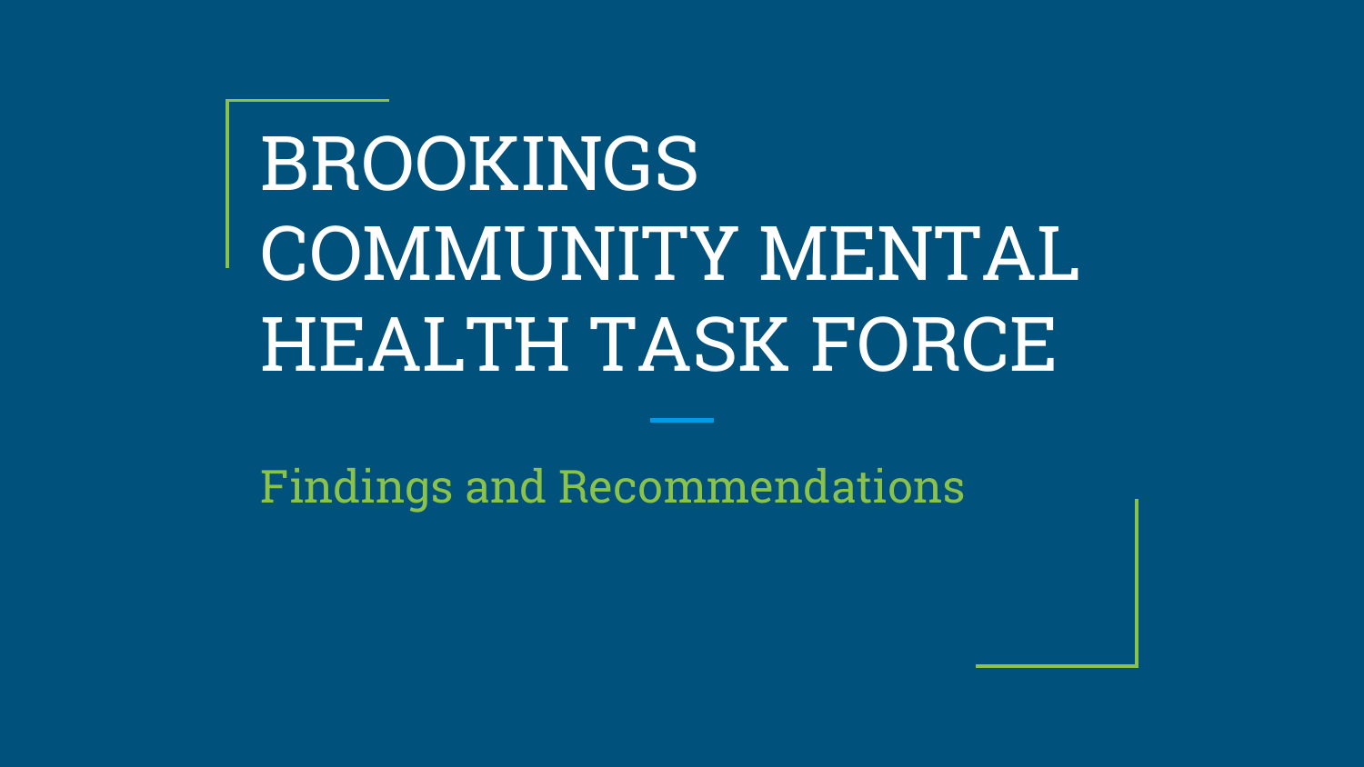# BROOKINGS COMMUNITY MENTAL HEALTH TASK FORCE

## Findings and Recommendations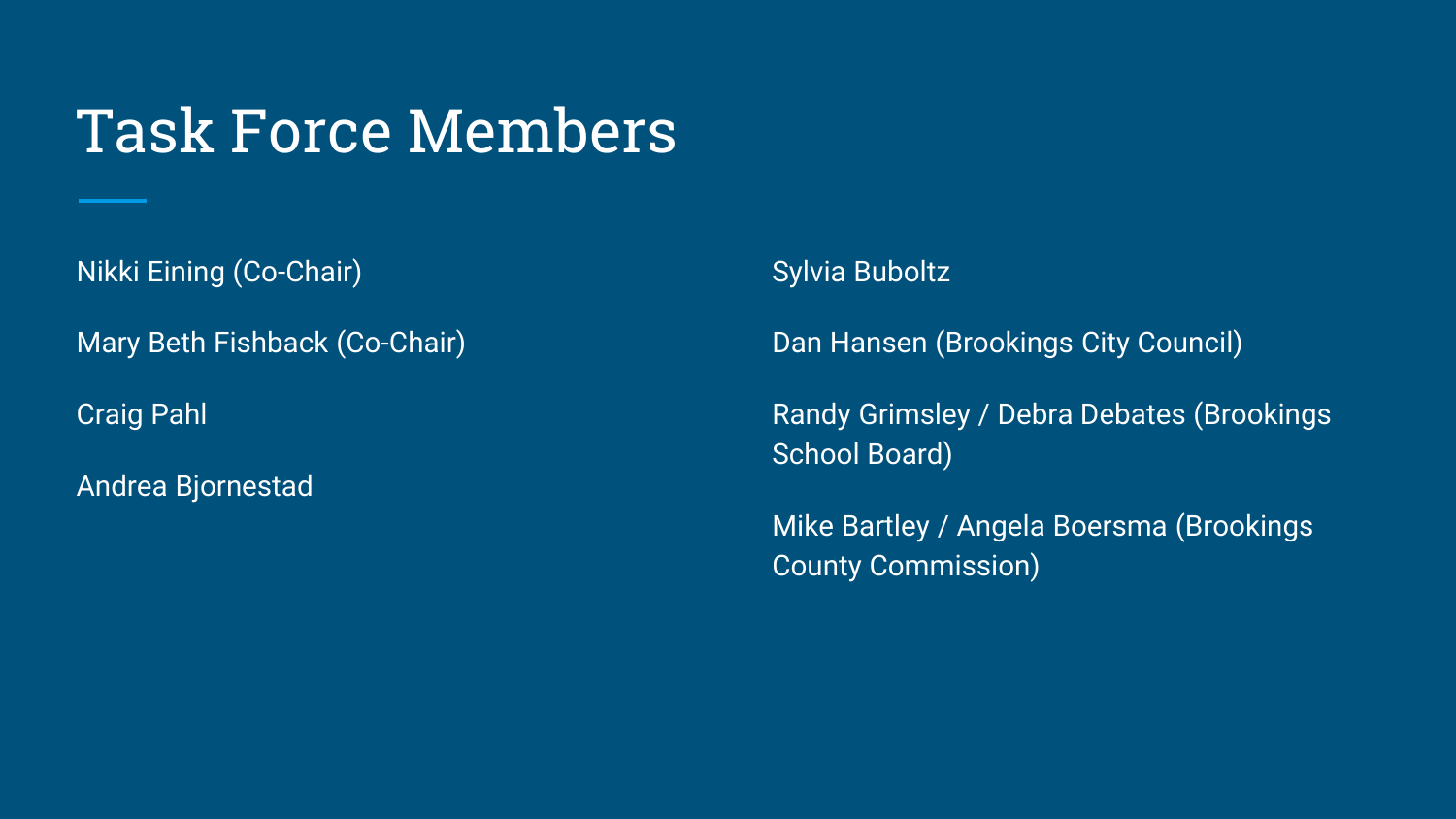# Task Force Members

Nikki Eining (Co-Chair)

Mary Beth Fishback (Co-Chair)

Craig Pahl

Andrea Bjornestad

Sylvia Buboltz

Dan Hansen (Brookings City Council)

Randy Grimsley / Debra Debates (Brookings School Board)

Mike Bartley / Angela Boersma (Brookings County Commission)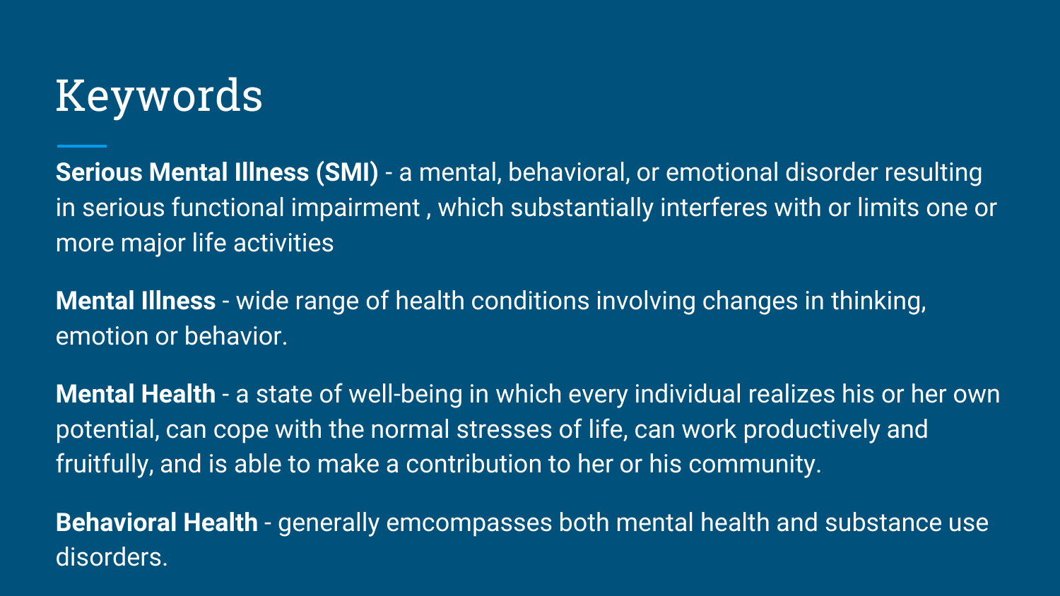# Keywords

**Serious Mental Illness (SMI)** - a mental, behavioral, or emotional disorder resulting in serious functional impairment , which substantially interferes with or limits one or more major life activities

**Mental Illness** - wide range of health conditions involving changes in thinking, emotion or behavior.

**Mental Health** - a state of well-being in which every individual realizes his or her own potential, can cope with the normal stresses of life, can work productively and fruitfully, and is able to make a contribution to her or his community.

**Behavioral Health** - generally emcompasses both mental health and substance use disorders.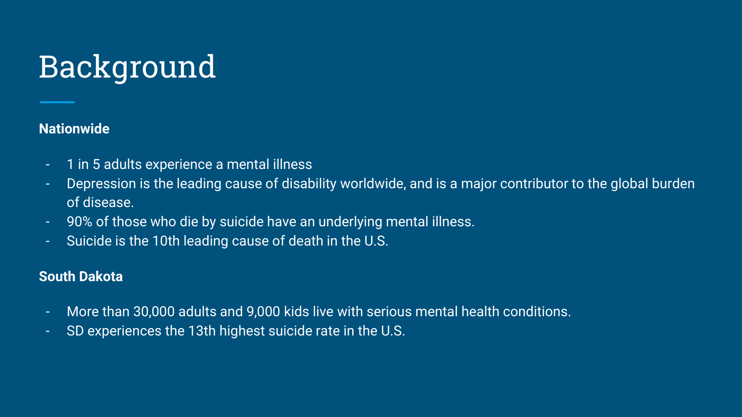# Background

**Nationwide**

- 1 in 5 adults experience a mental illness
- Depression is the leading cause of disability worldwide, and is a major contributor to the global burden of disease.
- 90% of those who die by suicide have an underlying mental illness.
- Suicide is the 10th leading cause of death in the U.S.

**South Dakota**

- More than 30,000 adults and 9,000 kids live with serious mental health conditions.
- SD experiences the 13th highest suicide rate in the U.S.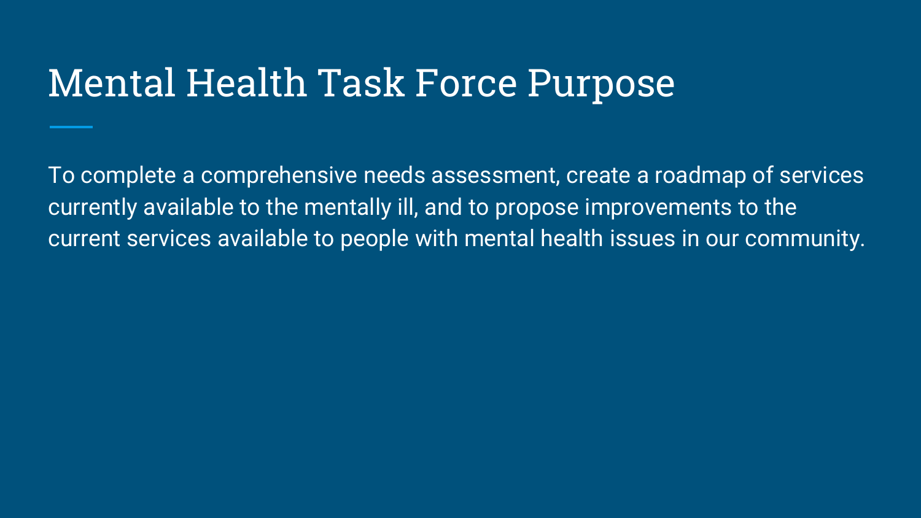# Mental Health Task Force Purpose

To complete a comprehensive needs assessment, create a roadmap of services currently available to the mentally ill, and to propose improvements to the current services available to people with mental health issues in our community.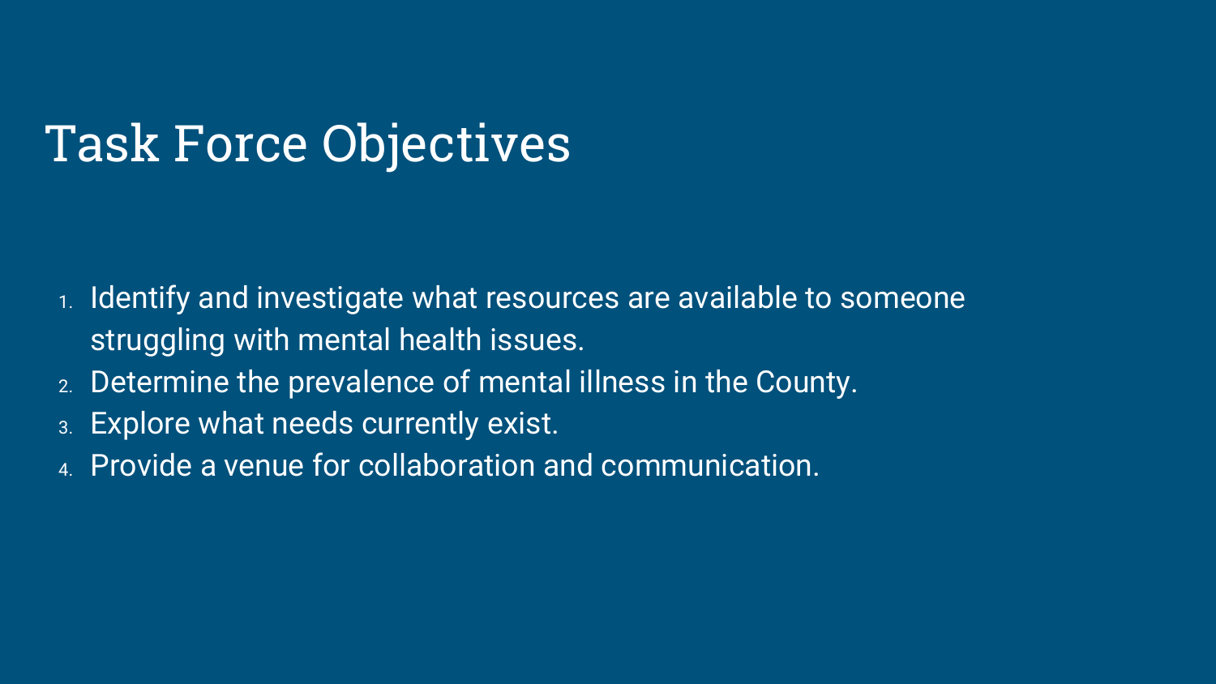# Task Force Objectives

1. Identify and investigate what resources are available to someone struggling with mental health issues.
2. Determine the prevalence of mental illness in the County.
3. Explore what needs currently exist.
4. Provide a venue for collaboration and communication.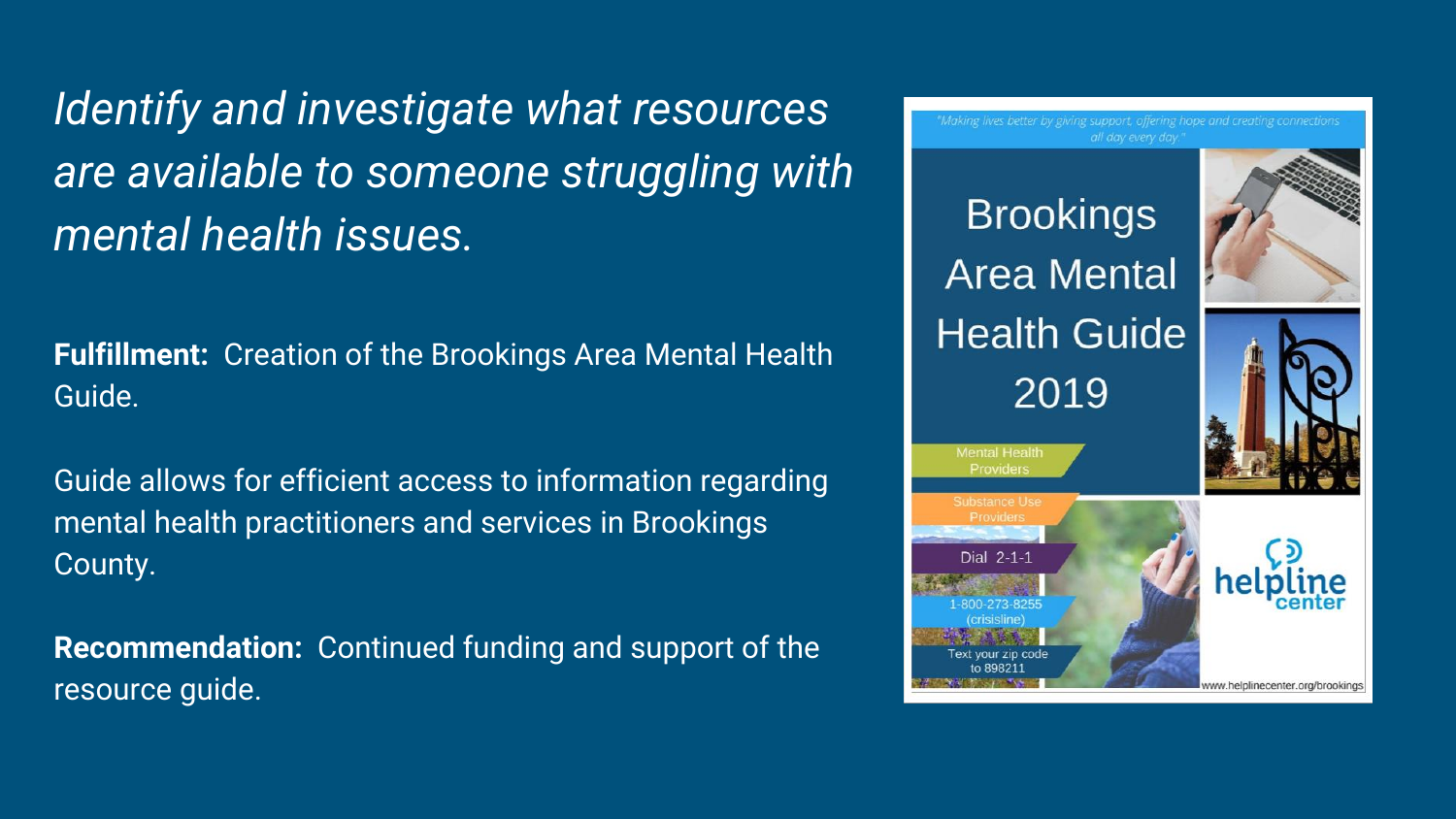*Identify and investigate what resources are available to someone struggling with mental health issues.*

**Fulfillment:** Creation of the Brookings Area Mental Health Guide.

Guide allows for efficient access to information regarding mental health practitioners and services in Brookings County.

**Recommendation:** Continued funding and support of the resource guide.

"Making lives better by giving support, offering hope and creating connections all day every day."

Brookings Area Mental Health Guide 2019

Mental Health Providers

Substance Use Providers

Dial 2-1-1

1-800-273-8255 (crisisline)

Text your zip code to 898211

helpline center

www.helplinecenter.org/brookings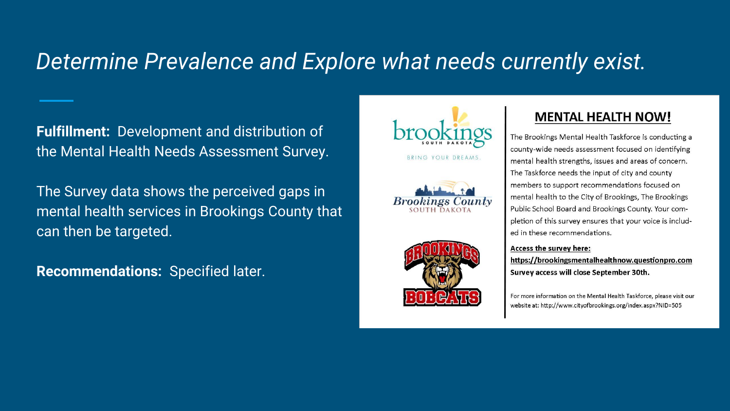# *Determine Prevalence and Explore what needs currently exist.*

**Fulfillment:** Development and distribution of the Mental Health Needs Assessment Survey.

The Survey data shows the perceived gaps in mental health services in Brookings County that can then be targeted.

**Recommendations:** Specified later.

brookings SOUTH DAKOTA

BRING YOUR DREAMS.

Brookings County SOUTH DAKOTA

BROOKINGS BOBCATS

## MENTAL HEALTH NOW!

The Brookings Mental Health Taskforce is conducting a county-wide needs assessment focused on identifying mental health strengths, issues and areas of concern. The Taskforce needs the input of city and county members to support recommendations focused on mental health to the City of Brookings, The Brookings Public School Board and Brookings County. Your completion of this survey ensures that your voice is included in these recommendations.

**Access the survey here:**
**https://brookingsmentalhealthnow.questionpro.com**
**Survey access will close September 30th.**

For more information on the Mental Health Taskforce, please visit our website at: http://www.cityofbrookings.org/index.aspx?NID=505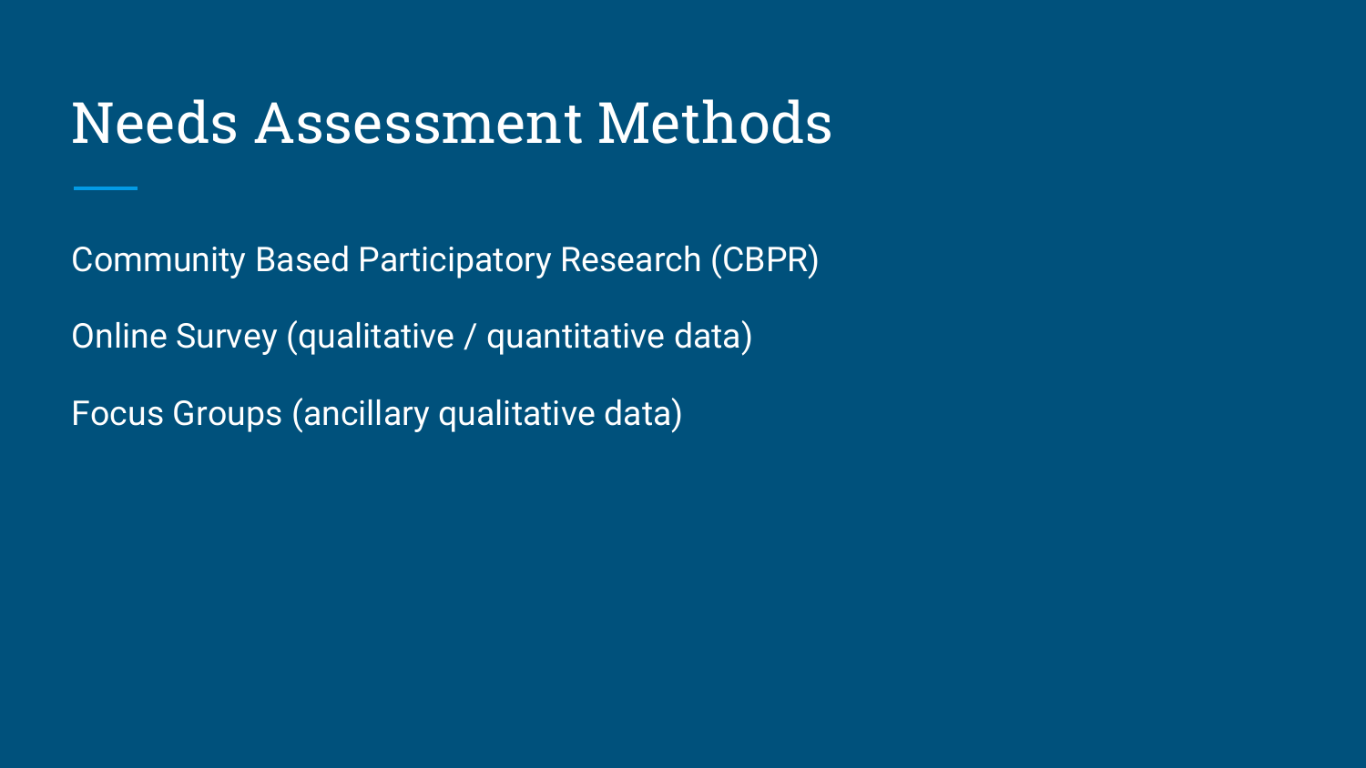# Needs Assessment Methods

Community Based Participatory Research (CBPR)

Online Survey (qualitative / quantitative data)

Focus Groups (ancillary qualitative data)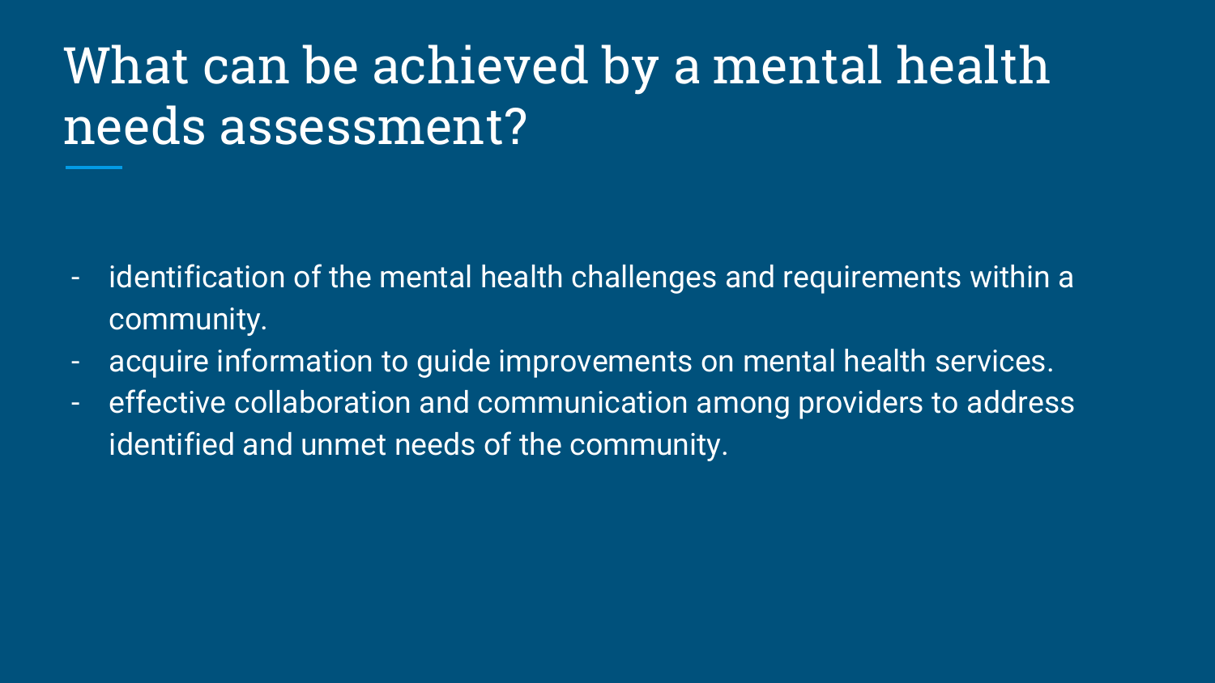# What can be achieved by a mental health needs assessment?

- identification of the mental health challenges and requirements within a community.
- acquire information to guide improvements on mental health services.
- effective collaboration and communication among providers to address identified and unmet needs of the community.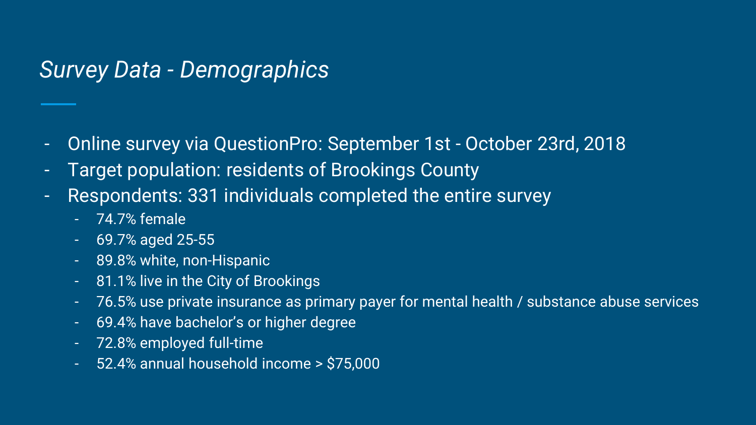# *Survey Data - Demographics*

- Online survey via QuestionPro: September 1st - October 23rd, 2018
- Target population: residents of Brookings County
- Respondents: 331 individuals completed the entire survey
  - 74.7% female
  - 69.7% aged 25-55
  - 89.8% white, non-Hispanic
  - 81.1% live in the City of Brookings
  - 76.5% use private insurance as primary payer for mental health / substance abuse services
  - 69.4% have bachelor's or higher degree
  - 72.8% employed full-time
  - 52.4% annual household income > $75,000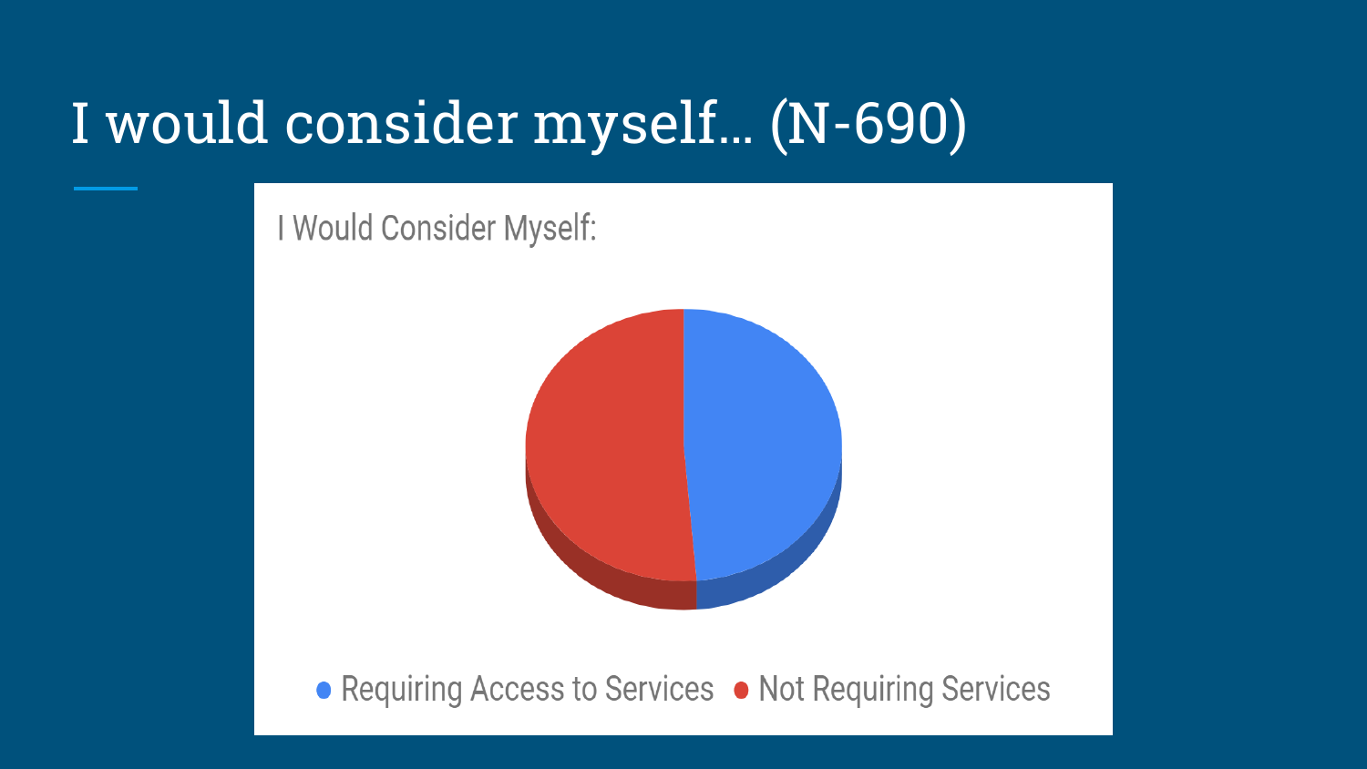# I would consider myself... (N-690)

I Would Consider Myself:

- Requiring Access to Services
- Not Requiring Services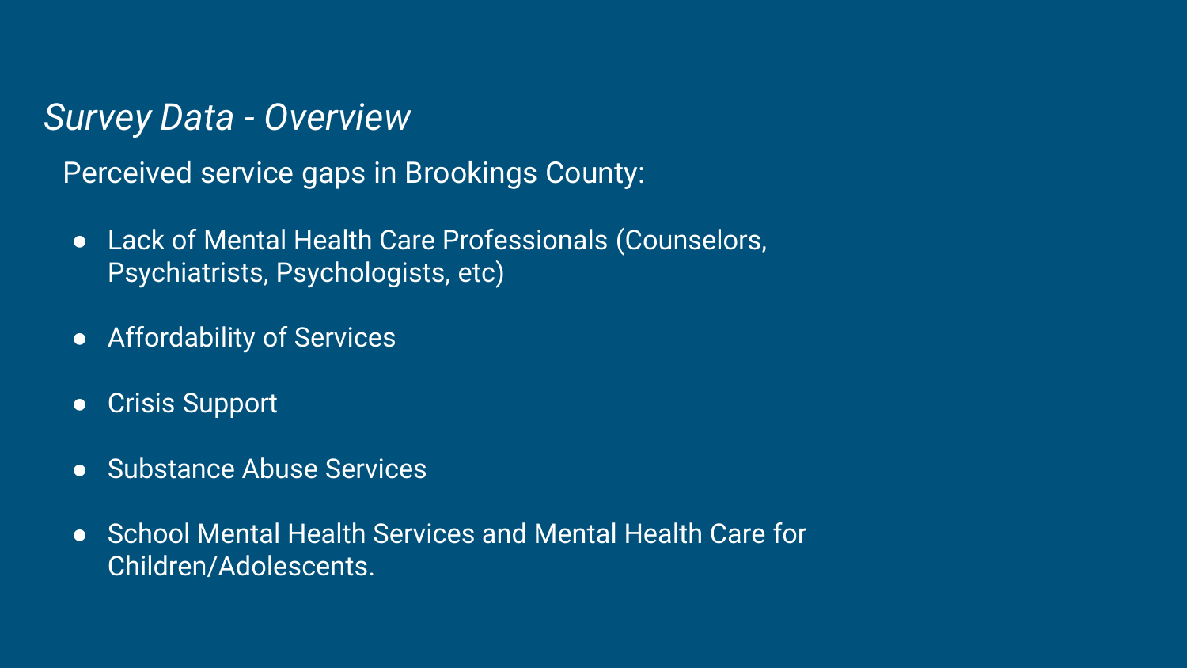## *Survey Data - Overview*

Perceived service gaps in Brookings County:

- Lack of Mental Health Care Professionals (Counselors, Psychiatrists, Psychologists, etc)
- Affordability of Services
- Crisis Support
- Substance Abuse Services
- School Mental Health Services and Mental Health Care for Children/Adolescents.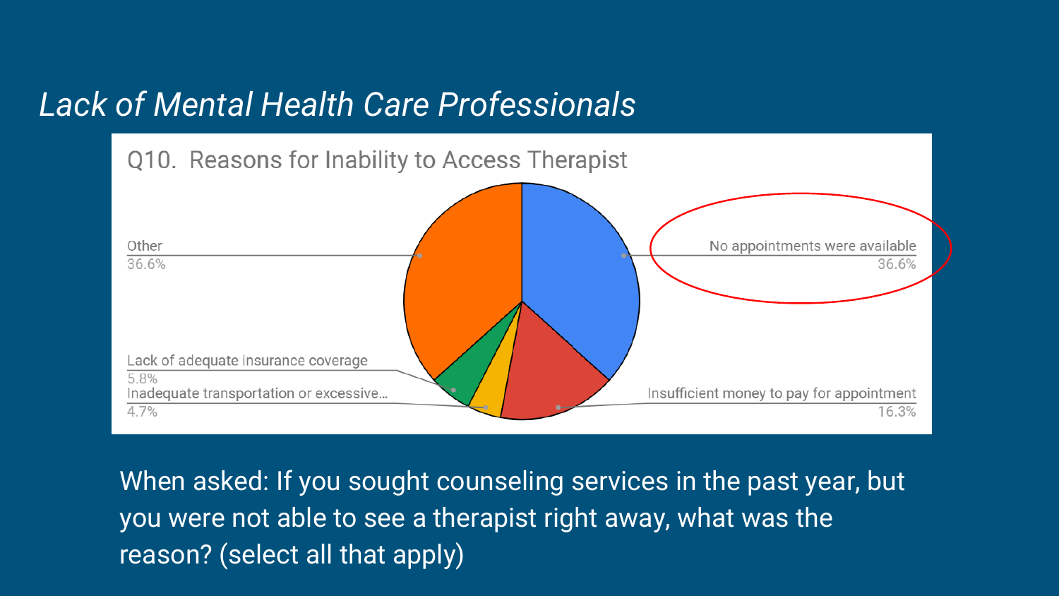# *Lack of Mental Health Care Professionals*

**Q10. Reasons for Inability to Access Therapist**

| Reason | Percentage |
| --- | --- |
| No appointments were available | 36.6% |
| Other | 36.6% |
| Insufficient money to pay for appointment | 16.3% |
| Lack of adequate insurance coverage | 5.8% |
| Inadequate transportation or excessive... | 4.7% |

When asked: If you sought counseling services in the past year, but you were not able to see a therapist right away, what was the reason? (select all that apply)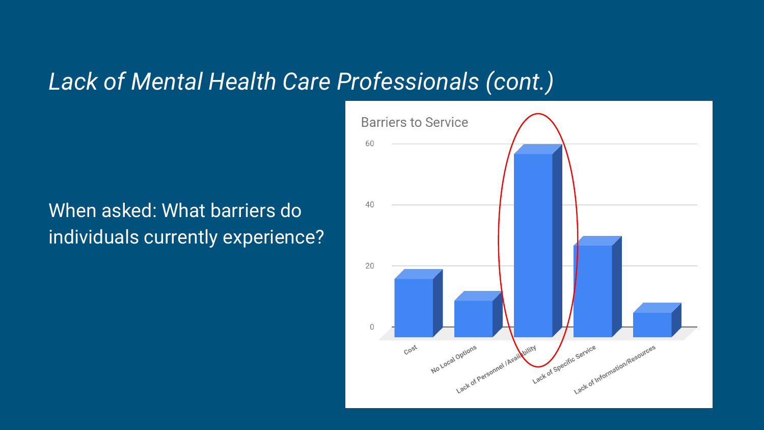# *Lack of Mental Health Care Professionals (cont.)*

When asked: What barriers do individuals currently experience?

Barriers to Service

60

40

20

0

Cost

No Local Options

Lack of Personnel /Availability

Lack of Specific Service

Lack of Information/Resources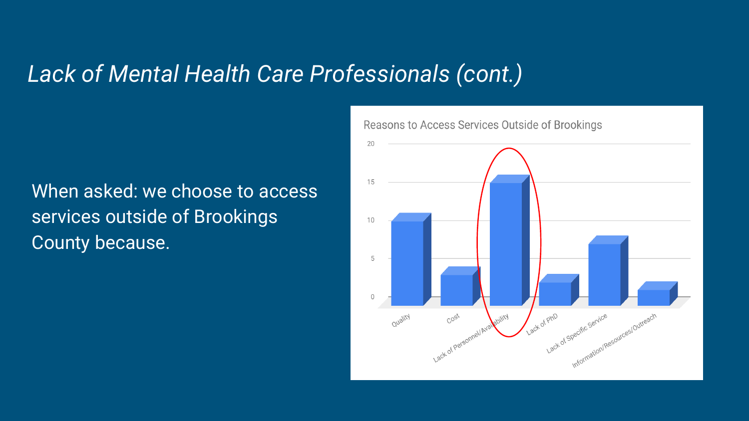# *Lack of Mental Health Care Professionals (cont.)*

When asked: we choose to access services outside of Brookings County because.

Reasons to Access Services Outside of Brookings

| Reason | Count |
| --- | --- |
| Quality | 10 |
| Cost | 3 |
| Lack of Personnel/Availability | 15 |
| Lack of PhD | 2 |
| Lack of Specific Service | 7 |
| Information/Resources/Outreach | 1 |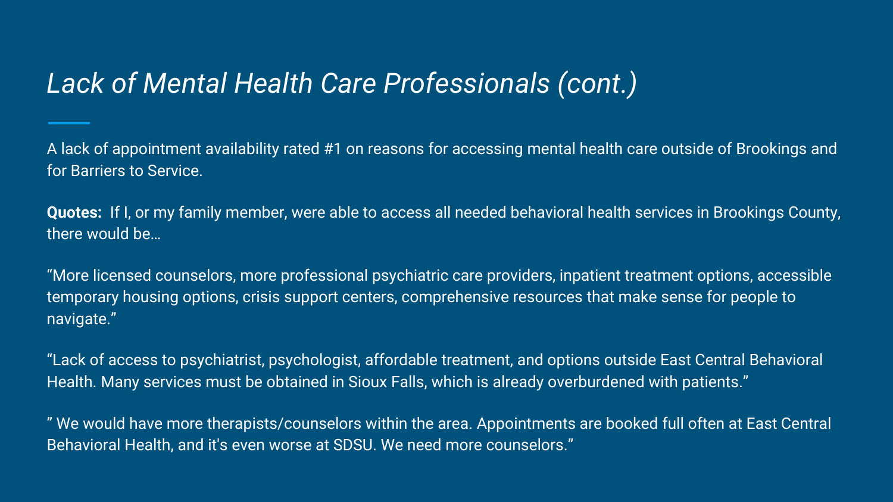# *Lack of Mental Health Care Professionals (cont.)*

A lack of appointment availability rated #1 on reasons for accessing mental health care outside of Brookings and for Barriers to Service.

**Quotes:** If I, or my family member, were able to access all needed behavioral health services in Brookings County, there would be…

"More licensed counselors, more professional psychiatric care providers, inpatient treatment options, accessible temporary housing options, crisis support centers, comprehensive resources that make sense for people to navigate."

"Lack of access to psychiatrist, psychologist, affordable treatment, and options outside East Central Behavioral Health. Many services must be obtained in Sioux Falls, which is already overburdened with patients."

" We would have more therapists/counselors within the area. Appointments are booked full often at East Central Behavioral Health, and it's even worse at SDSU. We need more counselors."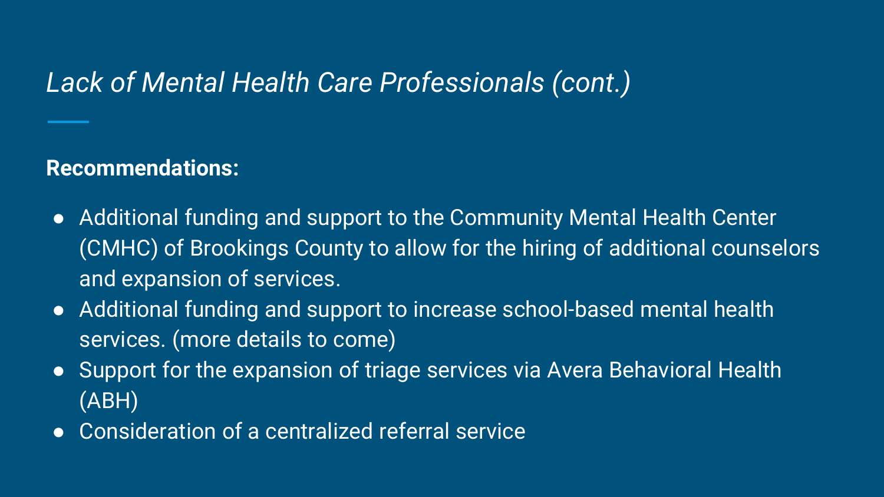## *Lack of Mental Health Care Professionals (cont.)*

**Recommendations:**

- Additional funding and support to the Community Mental Health Center (CMHC) of Brookings County to allow for the hiring of additional counselors and expansion of services.
- Additional funding and support to increase school-based mental health services. (more details to come)
- Support for the expansion of triage services via Avera Behavioral Health (ABH)
- Consideration of a centralized referral service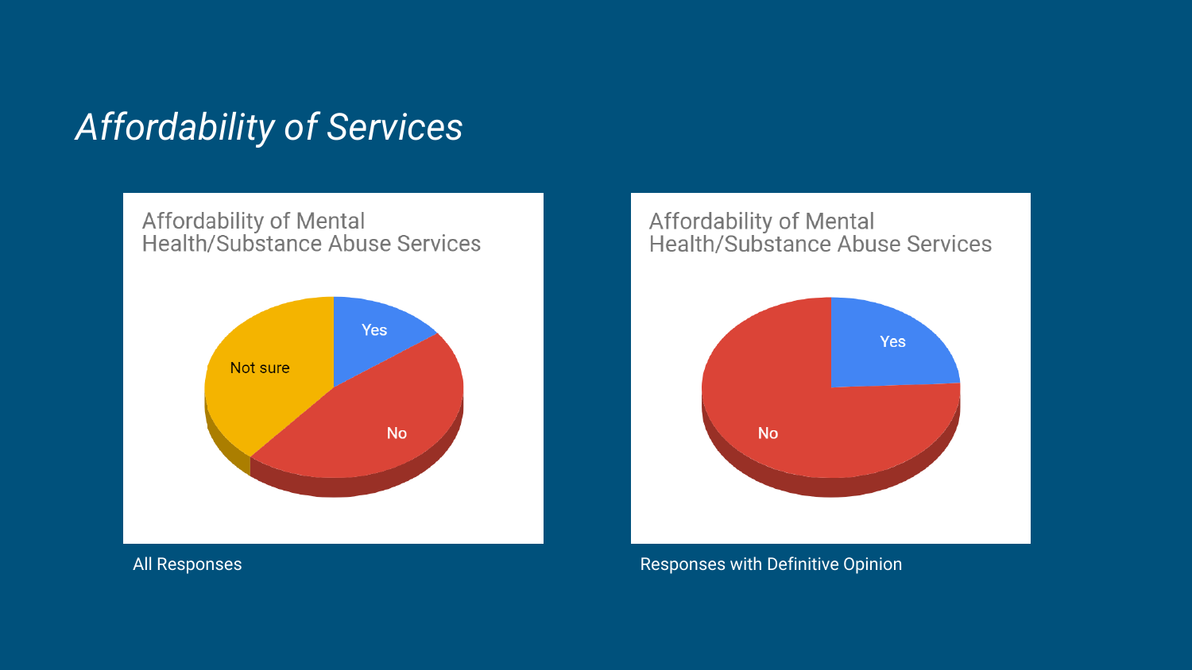# *Affordability of Services*

Affordability of Mental Health/Substance Abuse Services

Yes

No

Not sure

All Responses

Affordability of Mental Health/Substance Abuse Services

Yes

No

Responses with Definitive Opinion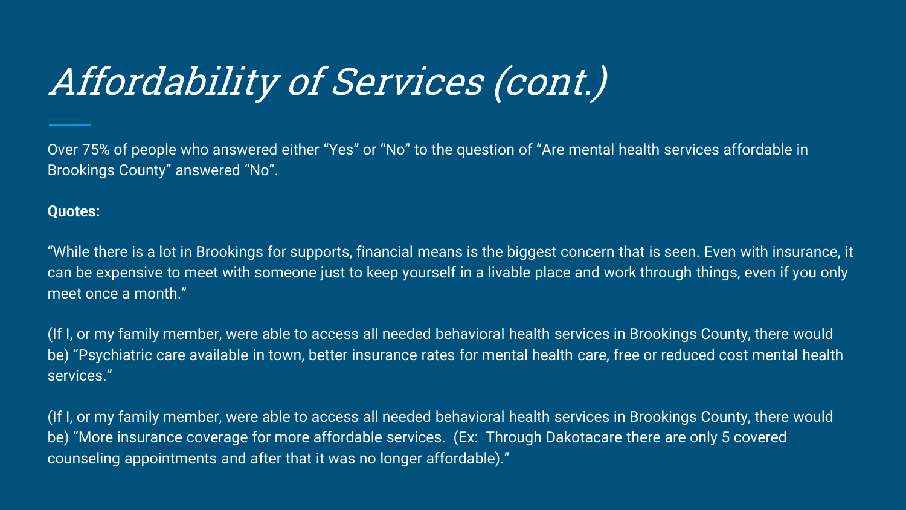# *Affordability of Services (cont.)*

Over 75% of people who answered either "Yes" or "No" to the question of "Are mental health services affordable in Brookings County" answered "No".

**Quotes:**

"While there is a lot in Brookings for supports, financial means is the biggest concern that is seen. Even with insurance, it can be expensive to meet with someone just to keep yourself in a livable place and work through things, even if you only meet once a month."

(If I, or my family member, were able to access all needed behavioral health services in Brookings County, there would be) "Psychiatric care available in town, better insurance rates for mental health care, free or reduced cost mental health services."

(If I, or my family member, were able to access all needed behavioral health services in Brookings County, there would be) "More insurance coverage for more affordable services. (Ex: Through Dakotacare there are only 5 covered counseling appointments and after that it was no longer affordable)."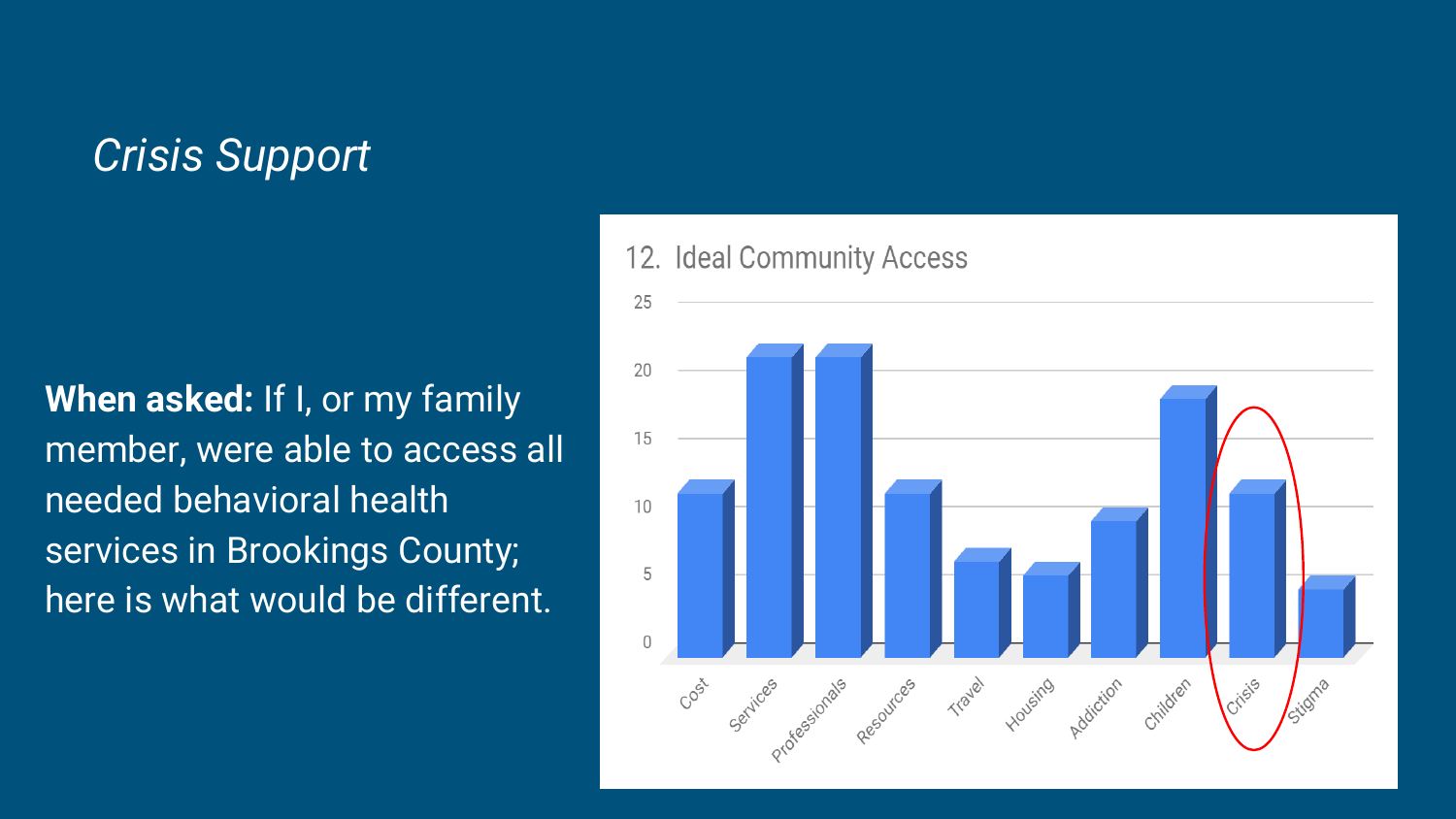*Crisis Support*

**When asked:** If I, or my family member, were able to access all needed behavioral health services in Brookings County; here is what would be different.

12. Ideal Community Access

| Category | Count |
|---|---|
| Cost | 11 |
| Services | 21 |
| Professionals | 21 |
| Resources | 11 |
| Travel | 6 |
| Housing | 5 |
| Addiction | 9 |
| Children | 18 |
| Crisis | 11 |
| Stigma | 4 |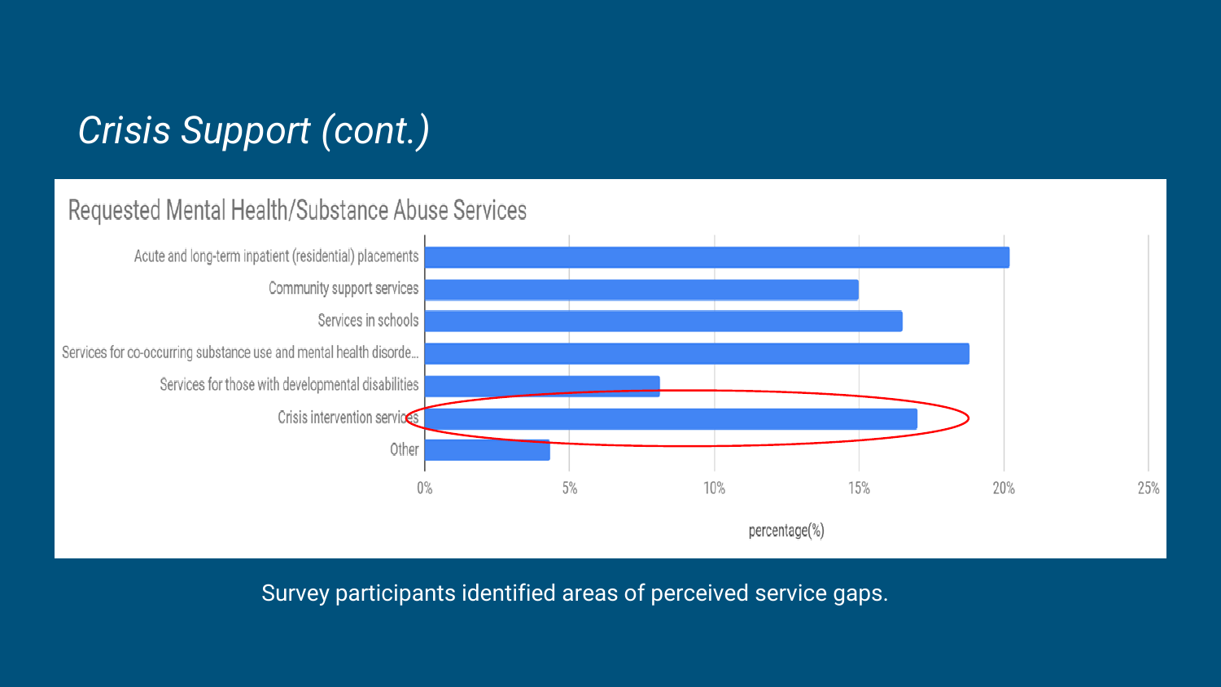# *Crisis Support (cont.)*

Requested Mental Health/Substance Abuse Services

- Acute and long-term inpatient (residential) placements
- Community support services
- Services in schools
- Services for co-occurring substance use and mental health disorde...
- Services for those with developmental disabilities
- Crisis intervention services
- Other

0% 5% 10% 15% 20% 25%

percentage(%)

Survey participants identified areas of perceived service gaps.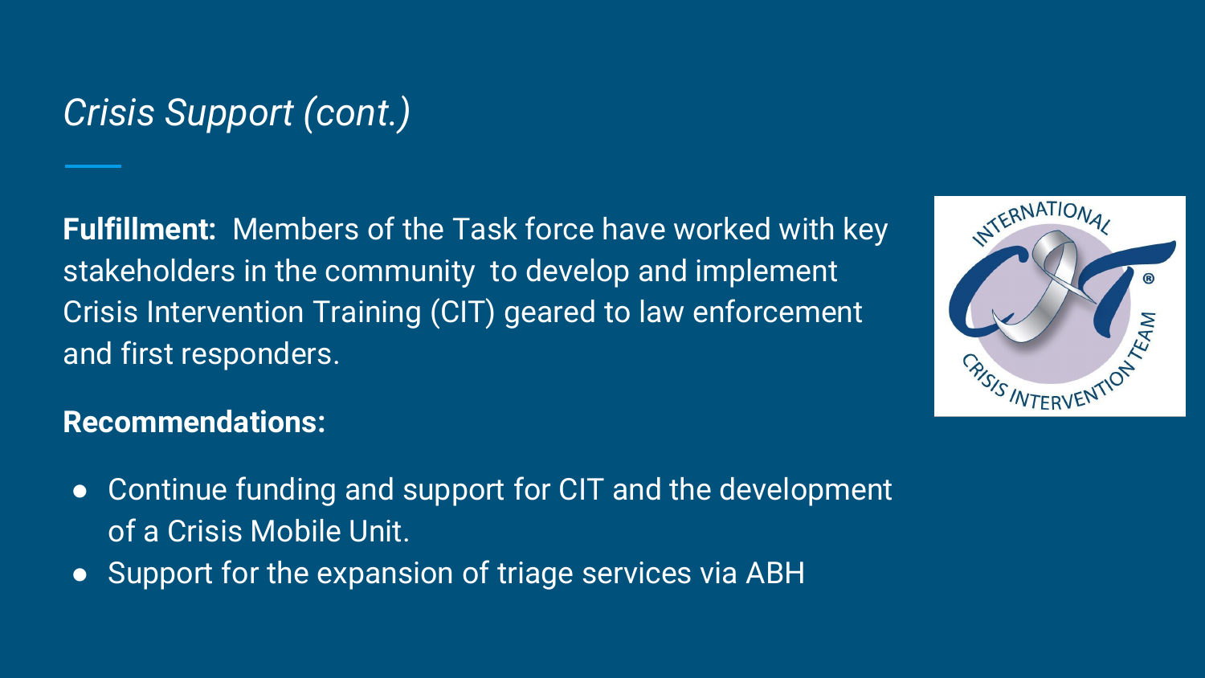## *Crisis Support (cont.)*

**Fulfillment:** Members of the Task force have worked with key stakeholders in the community to develop and implement Crisis Intervention Training (CIT) geared to law enforcement and first responders.

**Recommendations:**

- Continue funding and support for CIT and the development of a Crisis Mobile Unit.
- Support for the expansion of triage services via ABH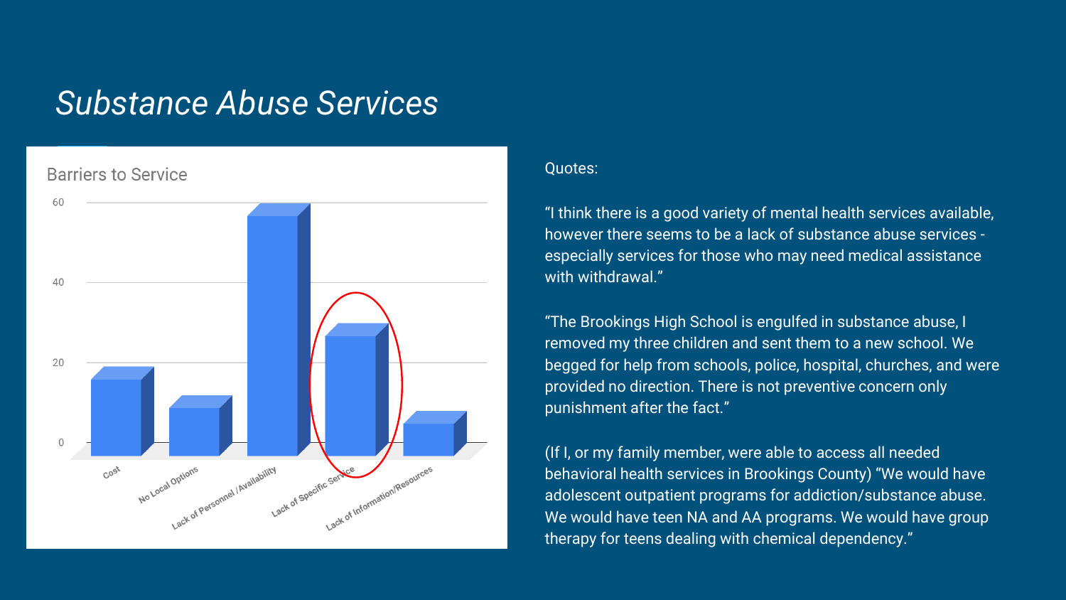# *Substance Abuse Services*

Barriers to Service

| Barrier | Value |
|---|---|
| Cost | ~16 |
| No Local Options | ~9 |
| Lack of Personnel /Availability | ~57 |
| Lack of Specific Service | ~27 |
| Lack of Information/Resources | ~5 |

Quotes:

"I think there is a good variety of mental health services available, however there seems to be a lack of substance abuse services - especially services for those who may need medical assistance with withdrawal."

"The Brookings High School is engulfed in substance abuse, I removed my three children and sent them to a new school. We begged for help from schools, police, hospital, churches, and were provided no direction. There is not preventive concern only punishment after the fact."

(If I, or my family member, were able to access all needed behavioral health services in Brookings County) "We would have adolescent outpatient programs for addiction/substance abuse. We would have teen NA and AA programs. We would have group therapy for teens dealing with chemical dependency."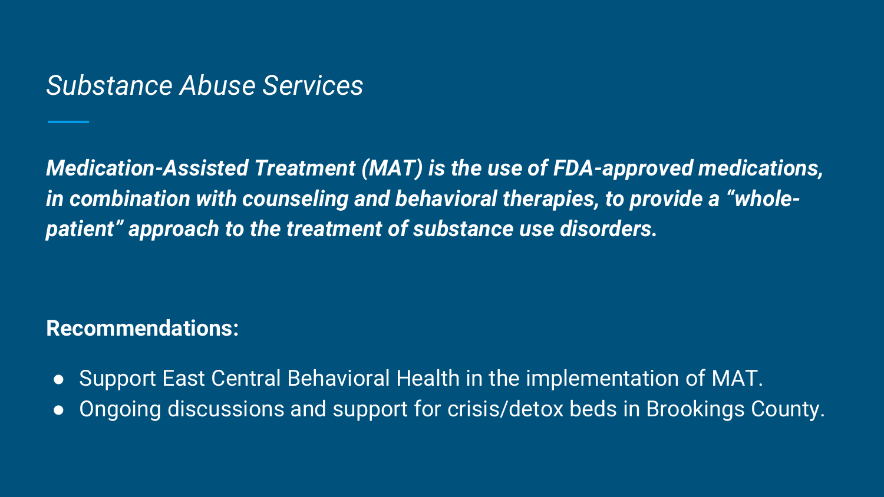# *Substance Abuse Services*

***Medication-Assisted Treatment (MAT) is the use of FDA-approved medications, in combination with counseling and behavioral therapies, to provide a "whole-patient" approach to the treatment of substance use disorders.***

**Recommendations:**

- Support East Central Behavioral Health in the implementation of MAT.
- Ongoing discussions and support for crisis/detox beds in Brookings County.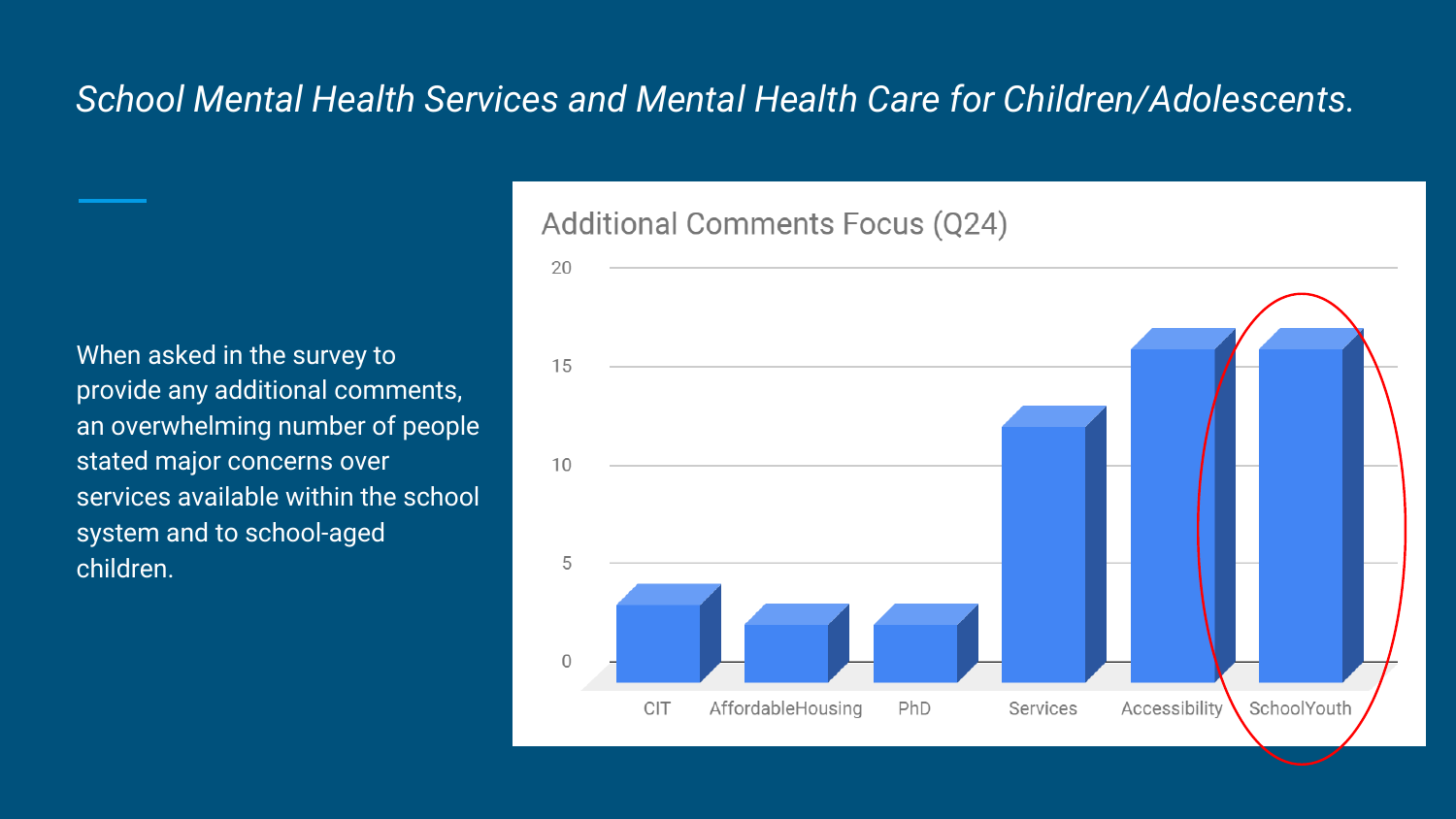# *School Mental Health Services and Mental Health Care for Children/Adolescents.*

When asked in the survey to provide any additional comments, an overwhelming number of people stated major concerns over services available within the school system and to school-aged children.

**Additional Comments Focus (Q24)**

| Category | Count |
| --- | --- |
| CIT | 3 |
| AffordableHousing | 2 |
| PhD | 2 |
| Services | 12 |
| Accessibility | 16 |
| SchoolYouth | 16 |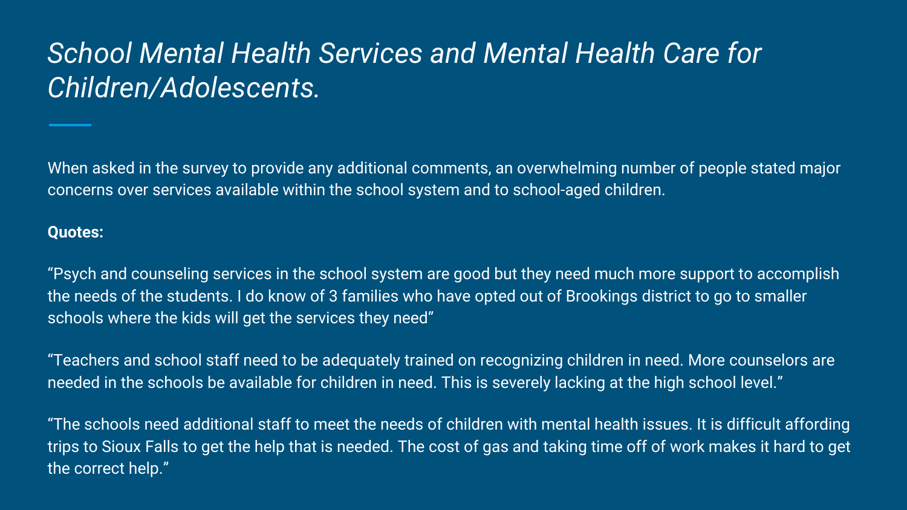# *School Mental Health Services and Mental Health Care for Children/Adolescents.*

When asked in the survey to provide any additional comments, an overwhelming number of people stated major concerns over services available within the school system and to school-aged children.

**Quotes:**

“Psych and counseling services in the school system are good but they need much more support to accomplish the needs of the students. I do know of 3 families who have opted out of Brookings district to go to smaller schools where the kids will get the services they need”

“Teachers and school staff need to be adequately trained on recognizing children in need. More counselors are needed in the schools be available for children in need. This is severely lacking at the high school level.”

“The schools need additional staff to meet the needs of children with mental health issues. It is difficult affording trips to Sioux Falls to get the help that is needed. The cost of gas and taking time off of work makes it hard to get the correct help.”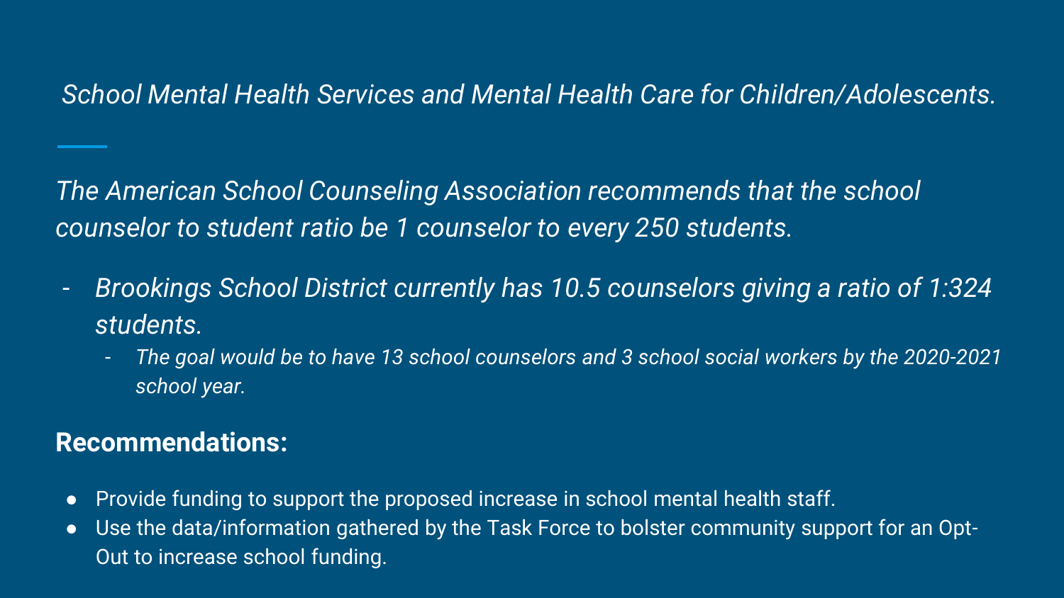## *School Mental Health Services and Mental Health Care for Children/Adolescents.*

*The American School Counseling Association recommends that the school counselor to student ratio be 1 counselor to every 250 students.*

- *Brookings School District currently has 10.5 counselors giving a ratio of 1:324 students.*
  - *The goal would be to have 13 school counselors and 3 school social workers by the 2020-2021 school year.*

**Recommendations:**

- Provide funding to support the proposed increase in school mental health staff.
- Use the data/information gathered by the Task Force to bolster community support for an Opt-Out to increase school funding.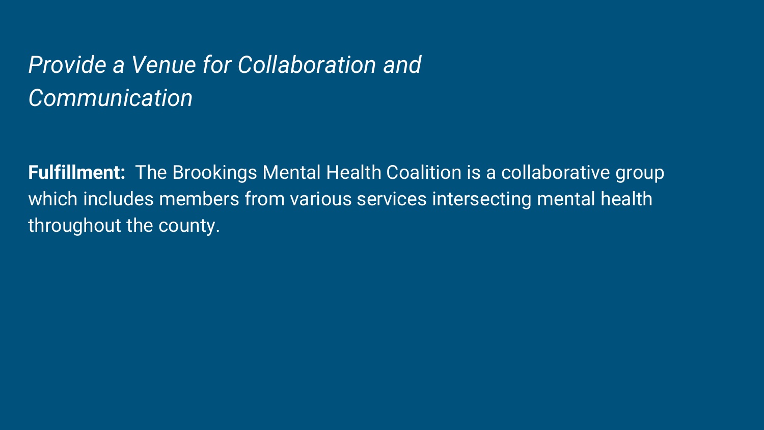## *Provide a Venue for Collaboration and Communication*

**Fulfillment:** The Brookings Mental Health Coalition is a collaborative group which includes members from various services intersecting mental health throughout the county.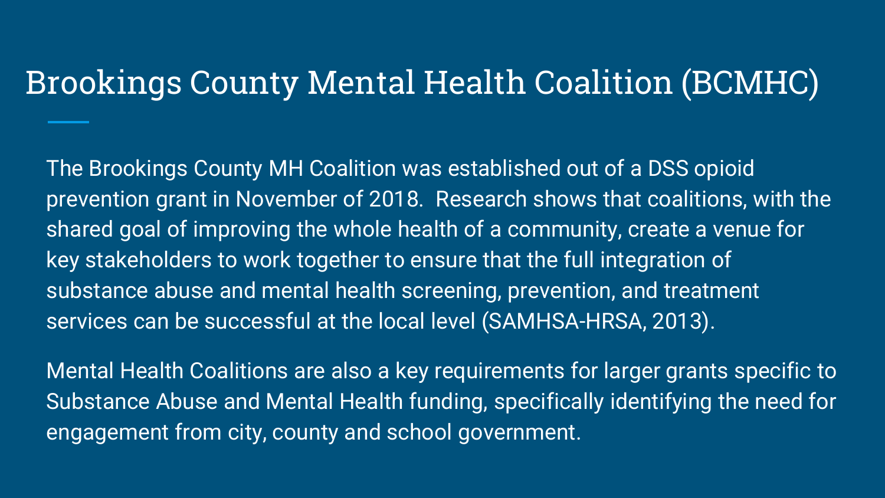# Brookings County Mental Health Coalition (BCMHC)

The Brookings County MH Coalition was established out of a DSS opioid prevention grant in November of 2018. Research shows that coalitions, with the shared goal of improving the whole health of a community, create a venue for key stakeholders to work together to ensure that the full integration of substance abuse and mental health screening, prevention, and treatment services can be successful at the local level (SAMHSA-HRSA, 2013).

Mental Health Coalitions are also a key requirements for larger grants specific to Substance Abuse and Mental Health funding, specifically identifying the need for engagement from city, county and school government.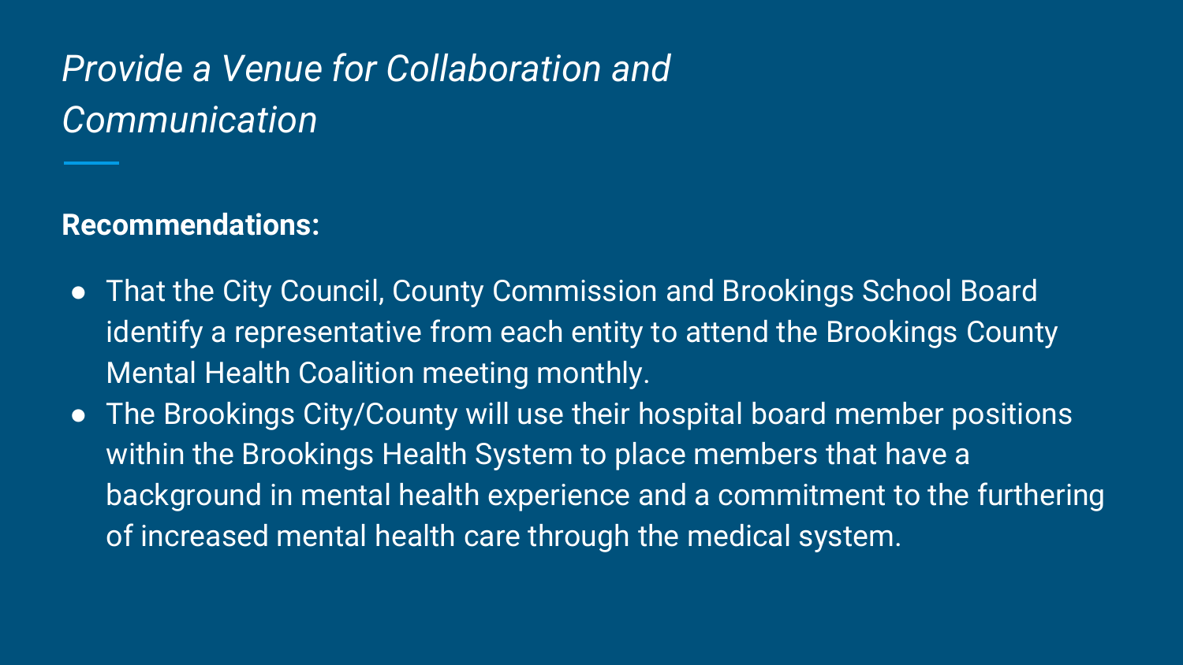# *Provide a Venue for Collaboration and Communication*

**Recommendations:**

- That the City Council, County Commission and Brookings School Board identify a representative from each entity to attend the Brookings County Mental Health Coalition meeting monthly.
- The Brookings City/County will use their hospital board member positions within the Brookings Health System to place members that have a background in mental health experience and a commitment to the furthering of increased mental health care through the medical system.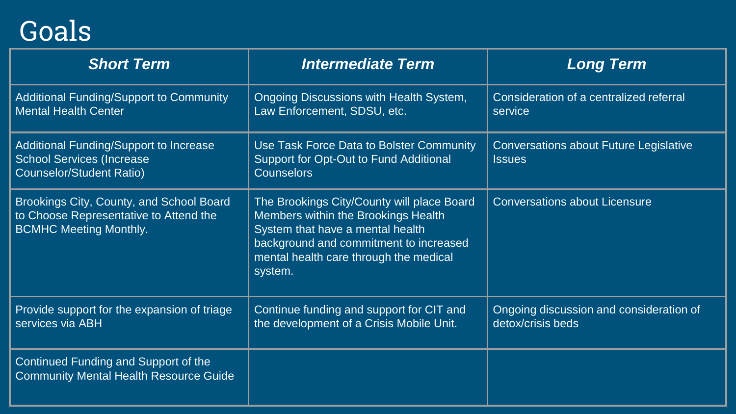# Goals

| ***Short Term*** | ***Intermediate Term*** | ***Long Term*** |
| --- | --- | --- |
| Additional Funding/Support to Community Mental Health Center | Ongoing Discussions with Health System, Law Enforcement, SDSU, etc. | Consideration of a centralized referral service |
| Additional Funding/Support to Increase School Services (Increase Counselor/Student Ratio) | Use Task Force Data to Bolster Community Support for Opt-Out to Fund Additional Counselors | Conversations about Future Legislative Issues |
| Brookings City, County, and School Board to Choose Representative to Attend the BCMHC Meeting Monthly. | The Brookings City/County will place Board Members within the Brookings Health System that have a mental health background and commitment to increased mental health care through the medical system. | Conversations about Licensure |
| Provide support for the expansion of triage services via ABH | Continue funding and support for CIT and the development of a Crisis Mobile Unit. | Ongoing discussion and consideration of detox/crisis beds |
| Continued Funding and Support of the Community Mental Health Resource Guide | | |